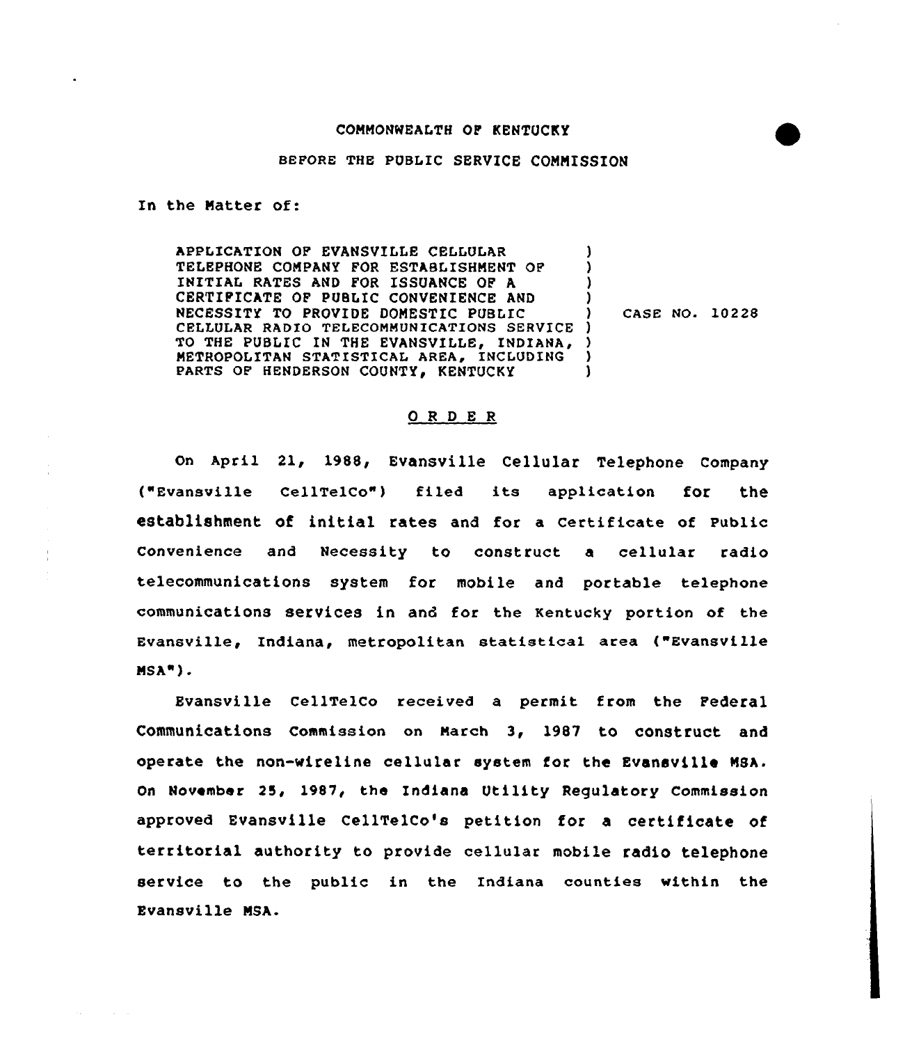COMMONWEALTH OF KENTUCKY

BEFORE THE PUBLIC SERVICE COMMISSION

In the Matter of:

| | | |
|---|---|---|
| APPLICATION OF EVANSVILLE CELLULAR TELEPHONE COMPANY FOR ESTABLISHMENT OF INITIAL RATES AND FOR ISSUANCE OF A CERTIFICATE OF PUBLIC CONVENIENCE AND NECESSITY TO PROVIDE DOMESTIC PUBLIC CELLULAR RADIO TELECOMMUNICATIONS SERVICE TO THE PUBLIC IN THE EVANSVILLE, INDIANA, METROPOLITAN STATISTICAL AREA, INCLUDING PARTS OF HENDERSON COUNTY, KENTUCKY | ) | CASE NO. 10228 |

## ORDER

On April 21, 1988, Evansville Cellular Telephone Company ("Evansville CellTelCo") filed its application for the establishment of initial rates and for a Certificate of Public Convenience and Necessity to construct a cellular radio telecommunications system for mobile and portable telephone communications services in and for the Kentucky portion of the Evansville, Indiana, metropolitan statistical area ("Evansville MSA").

Evansville CellTelCo received a permit from the Federal Communications Commission on March 3, 1987 to construct and operate the non-wireline cellular system for the Evansville MSA. On November 25, 1987, the Indiana Utility Regulatory Commission approved Evansville CellTelCo's petition for a certificate of territorial authority to provide cellular mobile radio telephone service to the public in the Indiana counties within the Evansville MSA.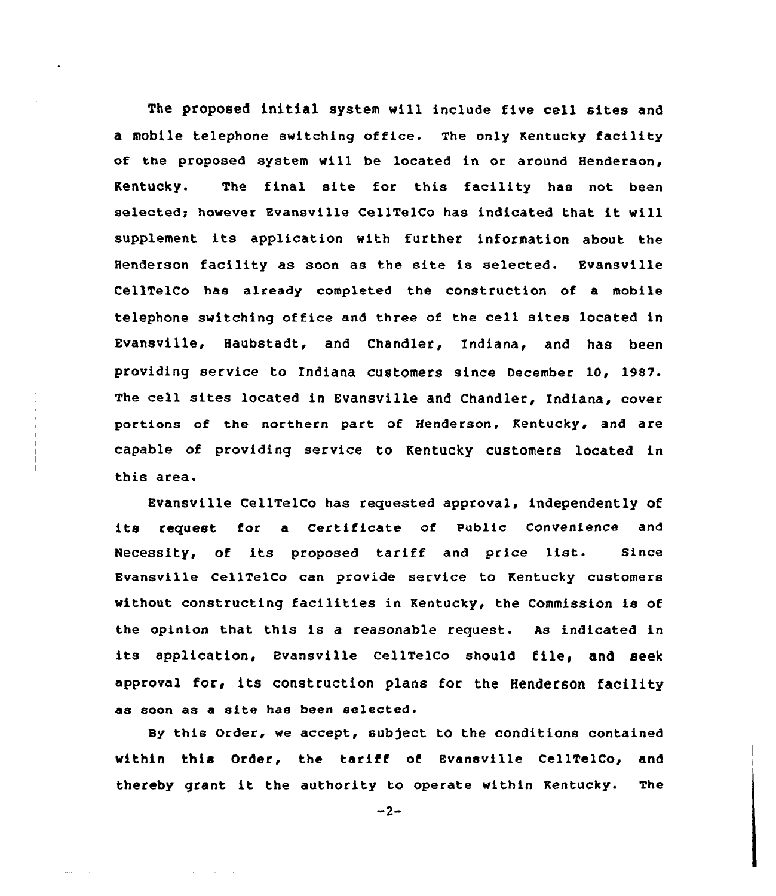The proposed initial system will include five cell sites and a mobile telephone switching office. The only Kentucky facility of the proposed system will be located in or around Henderson, Kentucky. The final site for this facility has not been selected; however Evansville CellTelCo has indicated that it will supplement its application with further information about the Henderson facility as soon as the site is selected. Evansville CellTelCo has already completed the construction of a mobile telephone switching office and three of the cell sites located in Evansville, Haubstadt, and Chandler, Indiana, and has been providing service to Indiana customers since December 10, 1987. The cell sites located in Evansville and Chandler, Indiana, cover portions of the northern part of Henderson, Kentucky, and are capable of providing service to Kentucky customers located in this area.

Evansville CellTelCo has requested approval, independently of its request for a Certificate of Public Convenience and Necessity, of its proposed tariff and price list. Since Evansville CellTelCo can provide service to Kentucky customers without constructing facilities in Kentucky, the Commission is of the opinion that this is a reasonable request. As indicated in its application, Evansville CellTelCo should file, and seek approval for, its construction plans for the Henderson facility as soon as a site has been selected.

By this Order, we accept, subject to the conditions contained within this Order, the tariff of Evansville CellTelCo, and thereby grant it the authority to operate within Kentucky. The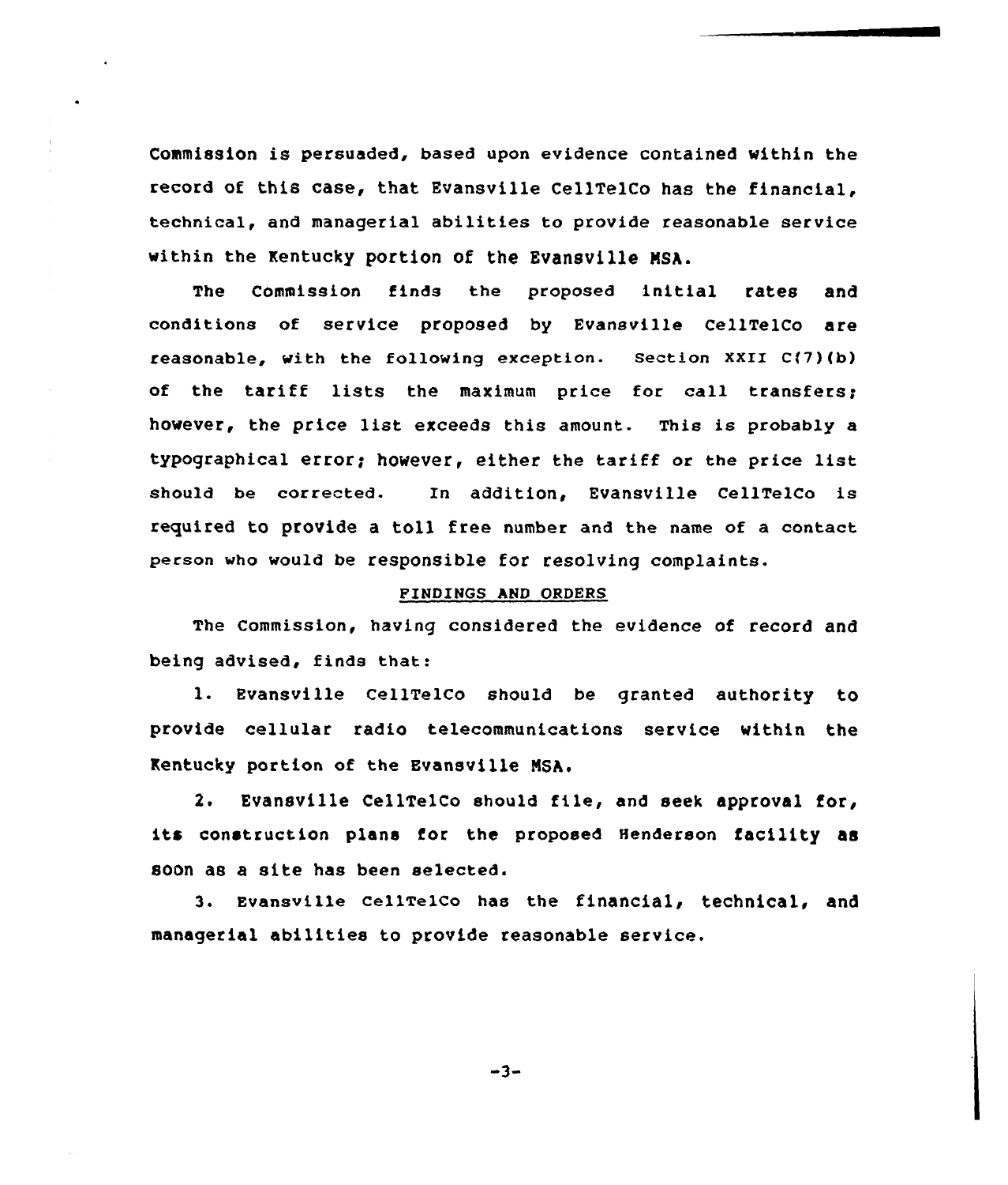Commission is persuaded, based upon evidence contained within the record of this case, that Evansville CellTelCo has the financial, technical, and managerial abilities to provide reasonable service within the Kentucky portion of the Evansville MSA.

The Commission finds the proposed initial rates and conditions of service proposed by Evansville CellTelCo are reasonable, with the following exception. Section XXII C(7)(b) of the tariff lists the maximum price for call transfers; however, the price list exceeds this amount. This is probably a typographical error; however, either the tariff or the price list should be corrected. In addition, Evansville CellTelCo is required to provide a toll free number and the name of a contact person who would be responsible for resolving complaints.

## FINDINGS AND ORDERS

The Commission, having considered the evidence of record and being advised, finds that:

1. Evansville CellTelCo should be granted authority to provide cellular radio telecommunications service within the Kentucky portion of the Evansville MSA.

2. Evansville CellTelCo should file, and seek approval for, its construction plans for the proposed Henderson facility as soon as a site has been selected.

3. Evansville CellTelCo has the financial, technical, and managerial abilities to provide reasonable service.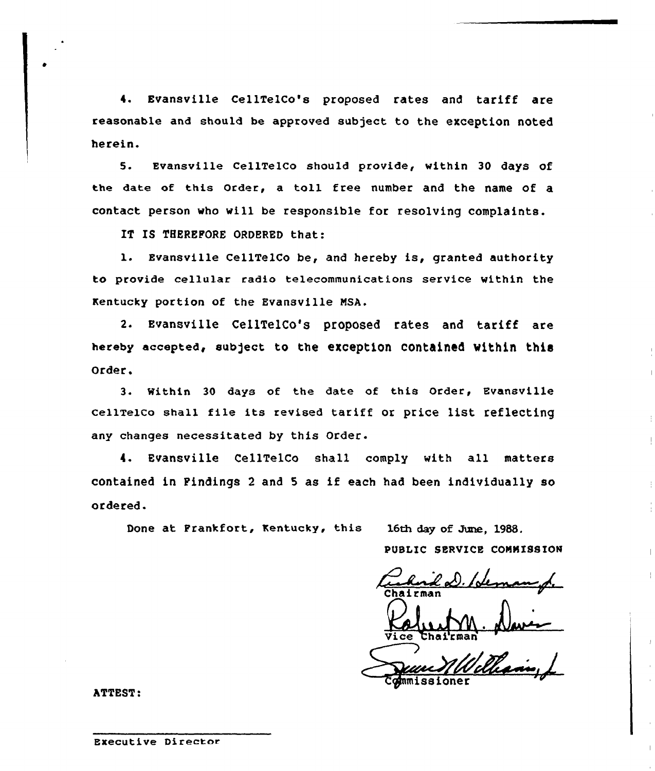4. Evansville CellTelCo's proposed rates and tariff are reasonable and should be approved subject to the exception noted herein.

5. Evansville CellTelCo should provide, within 30 days of the date of this Order, a toll free number and the name of a contact person who will be responsible for resolving complaints.

IT IS THEREFORE ORDERED that:

1. Evansville CellTelCo be, and hereby is, granted authority to provide cellular radio telecommunications service within the Kentucky portion of the Evansville MSA.

2. Evansville CellTelCo's proposed rates and tariff are hereby accepted, subject to the exception contained within this Order.

3. Within 30 days of the date of this Order, Evansville CellTelCo shall file its revised tariff or price list reflecting any changes necessitated by this Order.

4. Evansville CellTelCo shall comply with all matters contained in Findings 2 and 5 as if each had been individually so ordered.

Done at Frankfort, Kentucky, this 16th day of June, 1988.

PUBLIC SERVICE COMMISSION

Chairman

Vice Chairman

Commissioner

ATTEST:

Executive Director